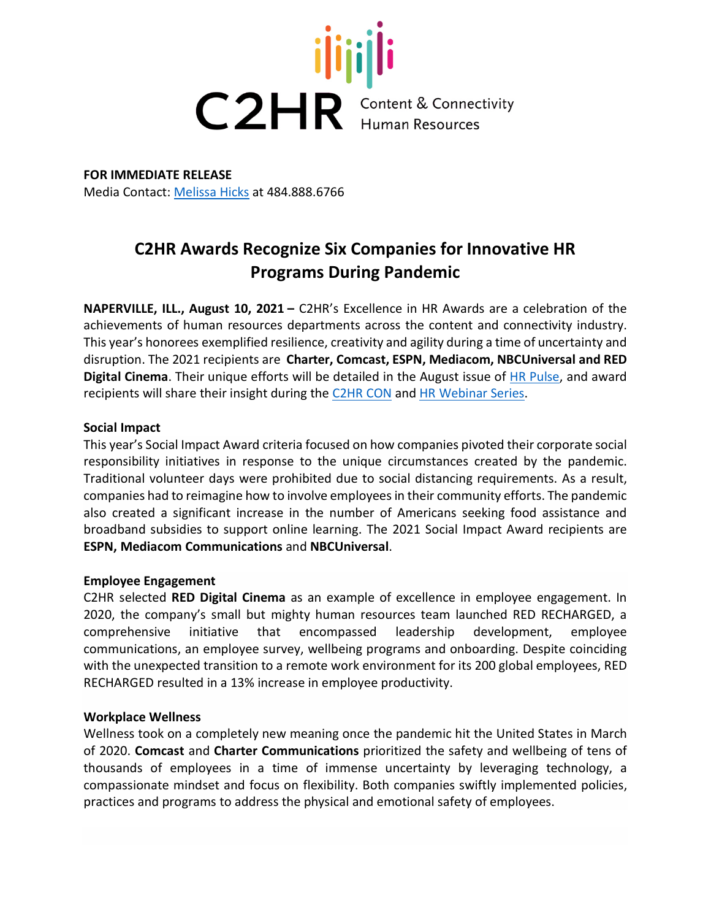C2HR Content & Connectivity Human Resources

**FOR IMMEDIATE RELEASE**
Media Contact: Melissa Hicks at 484.888.6766

# C2HR Awards Recognize Six Companies for Innovative HR Programs During Pandemic

**NAPERVILLE, ILL., August 10, 2021 –** C2HR's Excellence in HR Awards are a celebration of the achievements of human resources departments across the content and connectivity industry. This year's honorees exemplified resilience, creativity and agility during a time of uncertainty and disruption. The 2021 recipients are **Charter, Comcast, ESPN, Mediacom, NBCUniversal and RED Digital Cinema**. Their unique efforts will be detailed in the August issue of HR Pulse, and award recipients will share their insight during the C2HR CON and HR Webinar Series.

**Social Impact**
This year's Social Impact Award criteria focused on how companies pivoted their corporate social responsibility initiatives in response to the unique circumstances created by the pandemic. Traditional volunteer days were prohibited due to social distancing requirements. As a result, companies had to reimagine how to involve employees in their community efforts. The pandemic also created a significant increase in the number of Americans seeking food assistance and broadband subsidies to support online learning. The 2021 Social Impact Award recipients are **ESPN, Mediacom Communications** and **NBCUniversal**.

**Employee Engagement**
C2HR selected **RED Digital Cinema** as an example of excellence in employee engagement. In 2020, the company's small but mighty human resources team launched RED RECHARGED, a comprehensive initiative that encompassed leadership development, employee communications, an employee survey, wellbeing programs and onboarding. Despite coinciding with the unexpected transition to a remote work environment for its 200 global employees, RED RECHARGED resulted in a 13% increase in employee productivity.

**Workplace Wellness**
Wellness took on a completely new meaning once the pandemic hit the United States in March of 2020. **Comcast** and **Charter Communications** prioritized the safety and wellbeing of tens of thousands of employees in a time of immense uncertainty by leveraging technology, a compassionate mindset and focus on flexibility. Both companies swiftly implemented policies, practices and programs to address the physical and emotional safety of employees.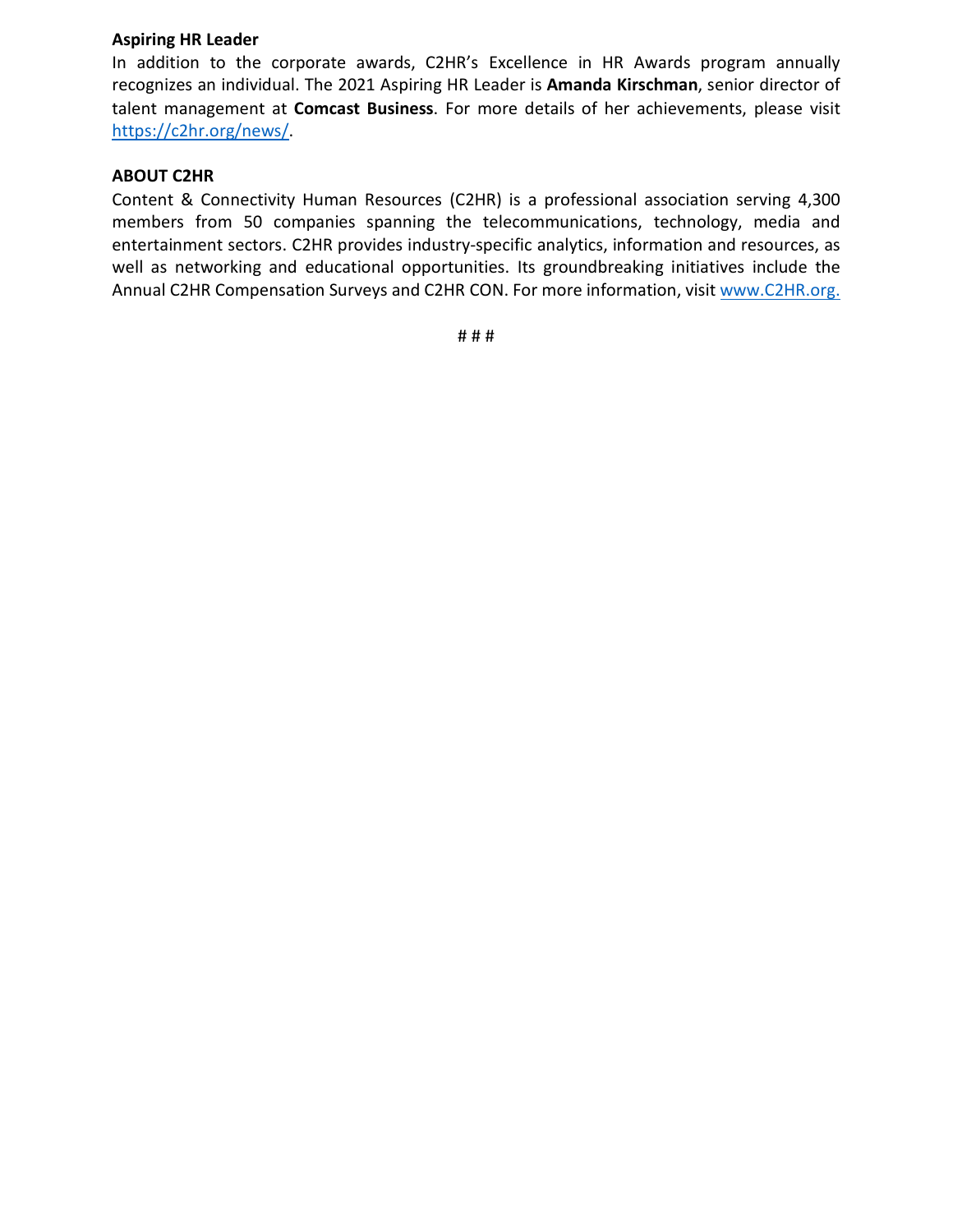**Aspiring HR Leader**

In addition to the corporate awards, C2HR's Excellence in HR Awards program annually recognizes an individual. The 2021 Aspiring HR Leader is **Amanda Kirschman**, senior director of talent management at **Comcast Business**. For more details of her achievements, please visit https://c2hr.org/news/.

**ABOUT C2HR**

Content & Connectivity Human Resources (C2HR) is a professional association serving 4,300 members from 50 companies spanning the telecommunications, technology, media and entertainment sectors. C2HR provides industry-specific analytics, information and resources, as well as networking and educational opportunities. Its groundbreaking initiatives include the Annual C2HR Compensation Surveys and C2HR CON. For more information, visit www.C2HR.org.

# # #